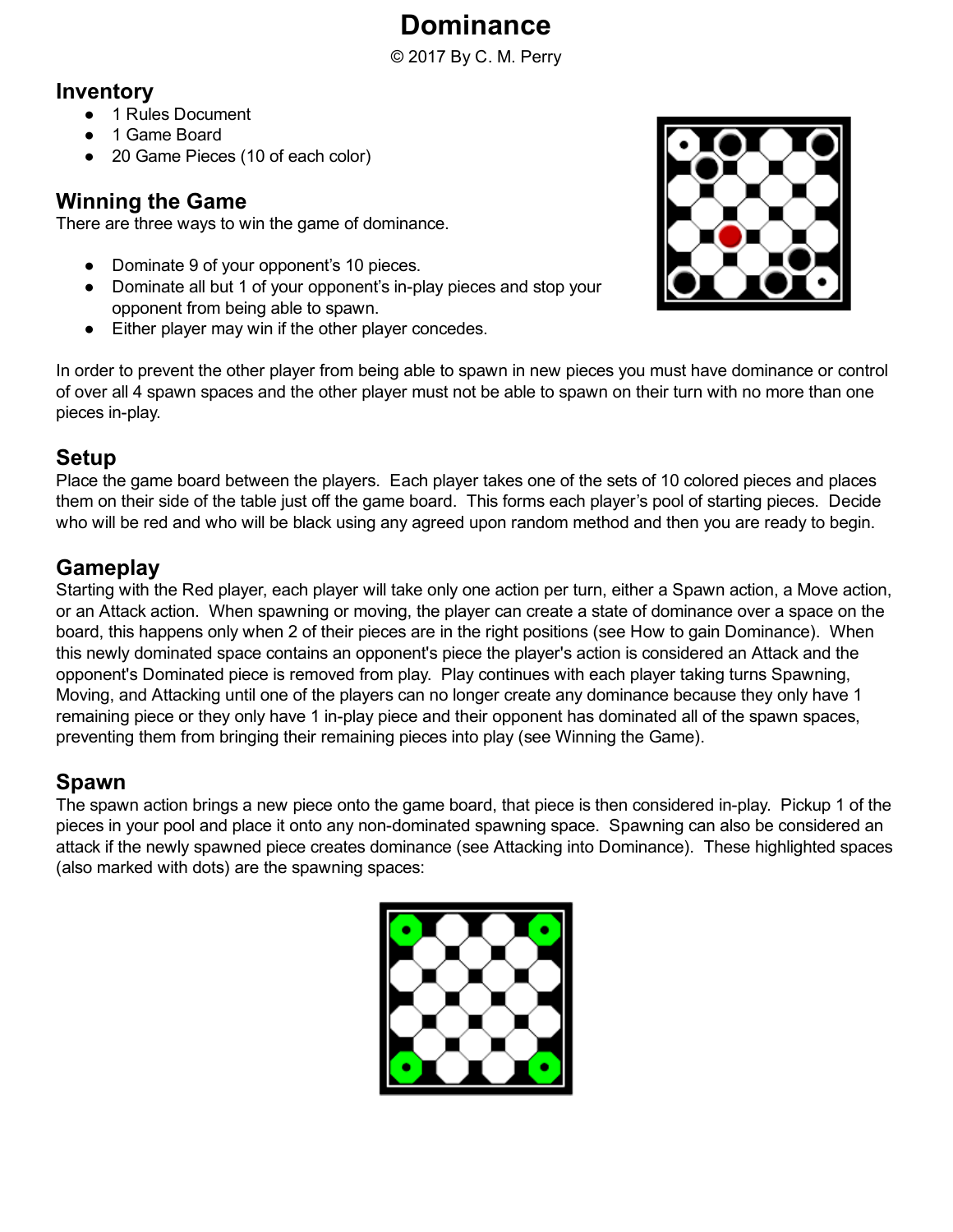# Dominance

© 2017 By C. M. Perry

## Inventory

- 1 Rules Document
- 1 Game Board
- 20 Game Pieces (10 of each color)

## Winning the Game

There are three ways to win the game of dominance.

- Dominate 9 of your opponent's 10 pieces.
- Dominate all but 1 of your opponent's in-play pieces and stop your opponent from being able to spawn.
- Either player may win if the other player concedes.

In order to prevent the other player from being able to spawn in new pieces you must have dominance or control of over all 4 spawn spaces and the other player must not be able to spawn on their turn with no more than one pieces in-play.

## Setup

Place the game board between the players. Each player takes one of the sets of 10 colored pieces and places them on their side of the table just off the game board. This forms each player's pool of starting pieces. Decide who will be red and who will be black using any agreed upon random method and then you are ready to begin.

## Gameplay

Starting with the Red player, each player will take only one action per turn, either a Spawn action, a Move action, or an Attack action. When spawning or moving, the player can create a state of dominance over a space on the board, this happens only when 2 of their pieces are in the right positions (see How to gain Dominance). When this newly dominated space contains an opponent's piece the player's action is considered an Attack and the opponent's Dominated piece is removed from play. Play continues with each player taking turns Spawning, Moving, and Attacking until one of the players can no longer create any dominance because they only have 1 remaining piece or they only have 1 in-play piece and their opponent has dominated all of the spawn spaces, preventing them from bringing their remaining pieces into play (see Winning the Game).

## Spawn

The spawn action brings a new piece onto the game board, that piece is then considered in-play. Pickup 1 of the pieces in your pool and place it onto any non-dominated spawning space. Spawning can also be considered an attack if the newly spawned piece creates dominance (see Attacking into Dominance). These highlighted spaces (also marked with dots) are the spawning spaces: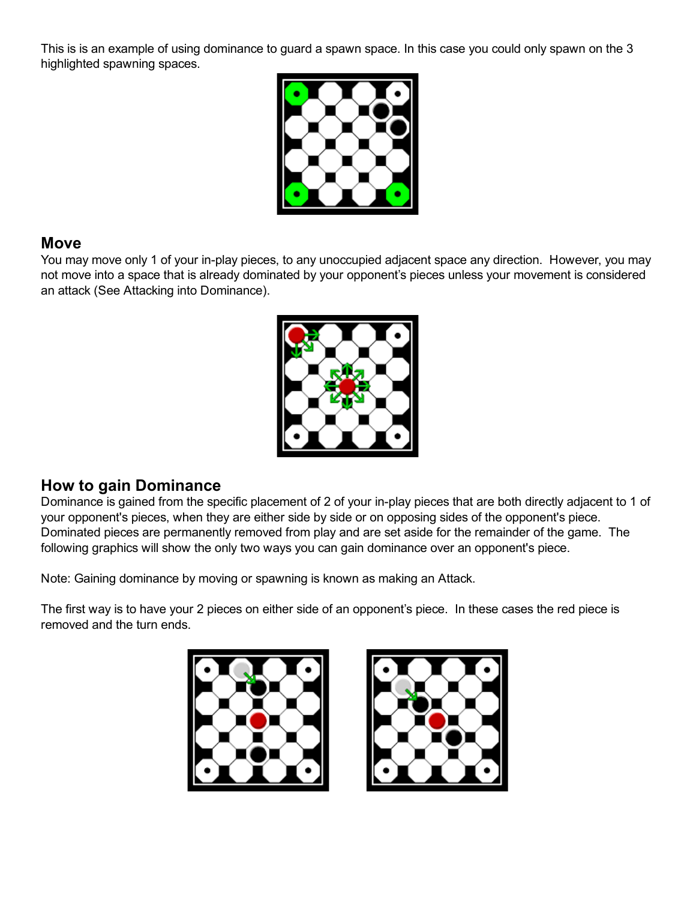This is is an example of using dominance to guard a spawn space. In this case you could only spawn on the 3 highlighted spawning spaces.

## Move

You may move only 1 of your in-play pieces, to any unoccupied adjacent space any direction. However, you may not move into a space that is already dominated by your opponent's pieces unless your movement is considered an attack (See Attacking into Dominance).

## How to gain Dominance

Dominance is gained from the specific placement of 2 of your in-play pieces that are both directly adjacent to 1 of your opponent's pieces, when they are either side by side or on opposing sides of the opponent's piece. Dominated pieces are permanently removed from play and are set aside for the remainder of the game. The following graphics will show the only two ways you can gain dominance over an opponent's piece.

Note: Gaining dominance by moving or spawning is known as making an Attack.

The first way is to have your 2 pieces on either side of an opponent's piece. In these cases the red piece is removed and the turn ends.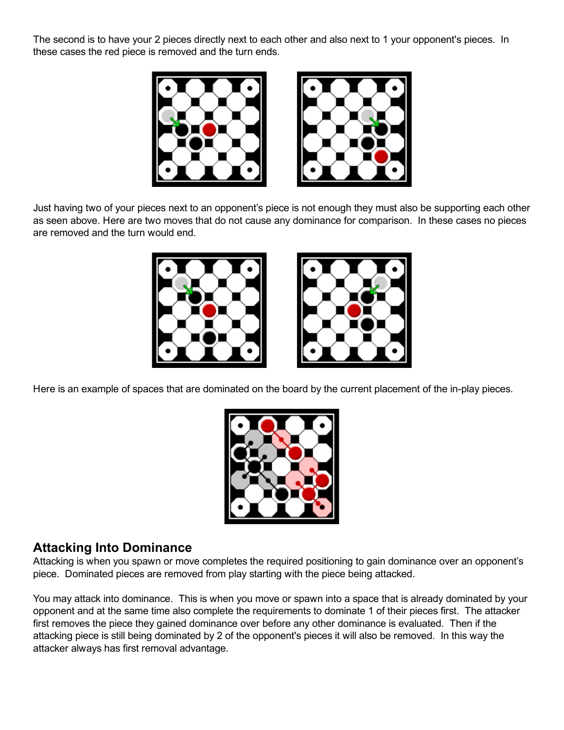The second is to have your 2 pieces directly next to each other and also next to 1 your opponent's pieces. In these cases the red piece is removed and the turn ends.

Just having two of your pieces next to an opponent's piece is not enough they must also be supporting each other as seen above. Here are two moves that do not cause any dominance for comparison. In these cases no pieces are removed and the turn would end.

Here is an example of spaces that are dominated on the board by the current placement of the in-play pieces.

## Attacking Into Dominance

Attacking is when you spawn or move completes the required positioning to gain dominance over an opponent's piece. Dominated pieces are removed from play starting with the piece being attacked.

You may attack into dominance. This is when you move or spawn into a space that is already dominated by your opponent and at the same time also complete the requirements to dominate 1 of their pieces first. The attacker first removes the piece they gained dominance over before any other dominance is evaluated. Then if the attacking piece is still being dominated by 2 of the opponent's pieces it will also be removed. In this way the attacker always has first removal advantage.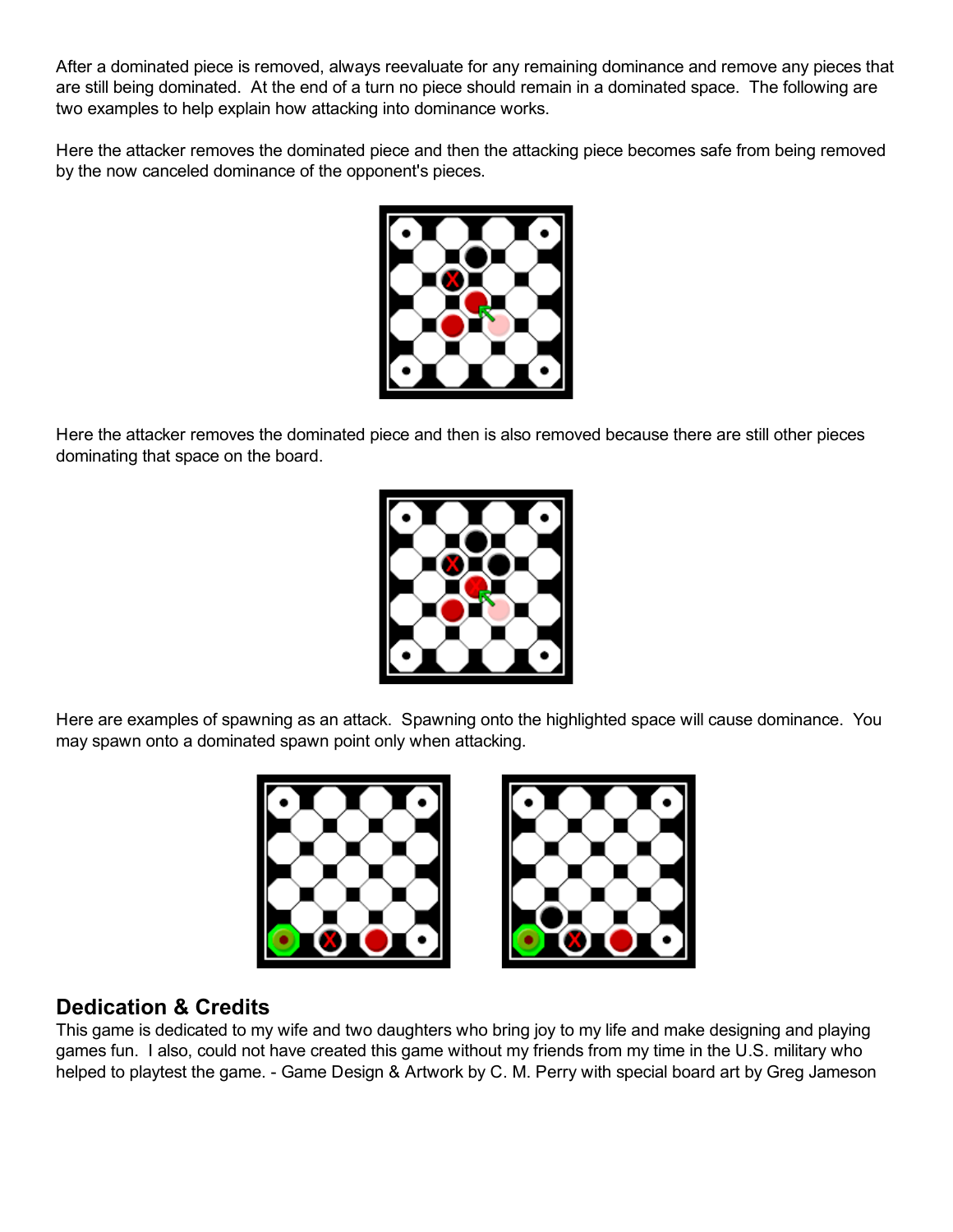After a dominated piece is removed, always reevaluate for any remaining dominance and remove any pieces that are still being dominated. At the end of a turn no piece should remain in a dominated space. The following are two examples to help explain how attacking into dominance works.

Here the attacker removes the dominated piece and then the attacking piece becomes safe from being removed by the now canceled dominance of the opponent's pieces.

Here the attacker removes the dominated piece and then is also removed because there are still other pieces dominating that space on the board.

Here are examples of spawning as an attack. Spawning onto the highlighted space will cause dominance. You may spawn onto a dominated spawn point only when attacking.

## Dedication & Credits

This game is dedicated to my wife and two daughters who bring joy to my life and make designing and playing games fun. I also, could not have created this game without my friends from my time in the U.S. military who helped to playtest the game. - Game Design & Artwork by C. M. Perry with special board art by Greg Jameson